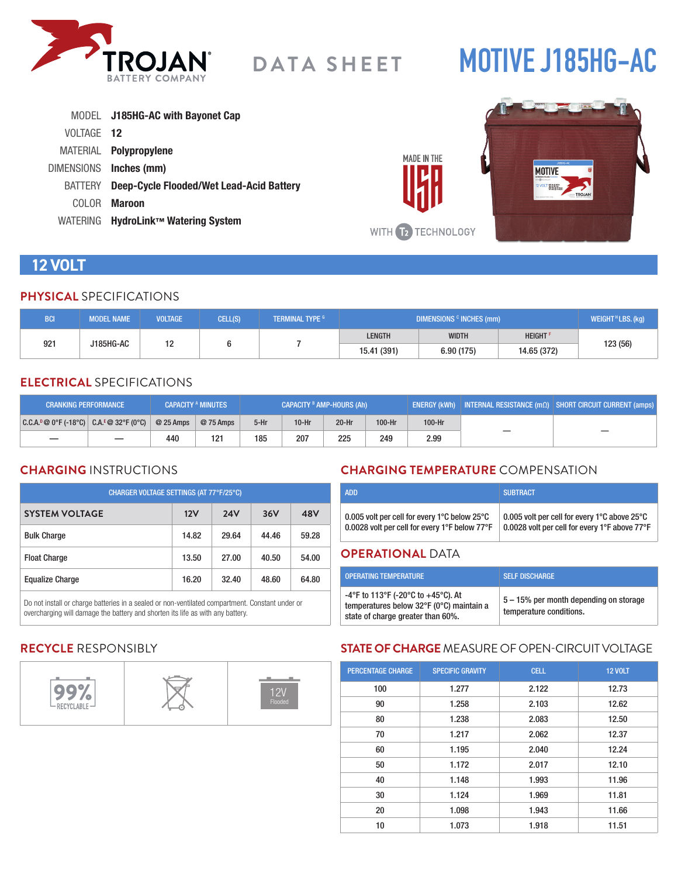# TROJAN BATTERY COMPANY

DATA SHEET

# MOTIVE J185HG-AC

MODEL **J185HG-AC with Bayonet Cap**
VOLTAGE **12**
MATERIAL **Polypropylene**
DIMENSIONS **Inches (mm)**
BATTERY **Deep-Cycle Flooded/Wet Lead-Acid Battery**
COLOR **Maroon**
WATERING **HydroLink™ Watering System**

MADE IN THE USA

WITH T2 TECHNOLOGY

## 12 VOLT

### PHYSICAL SPECIFICATIONS

| BCI | MODEL NAME | VOLTAGE | CELL(S) | TERMINAL TYPE [G] | DIMENSIONS [C] INCHES (mm) | | | WEIGHT [H] LBS. (kg) |
|---|---|---|---|---|---|---|---|---|
| | | | | | LENGTH | WIDTH | HEIGHT [F] | |
| 921 | J185HG-AC | 12 | 6 | 7 | 15.41 (391) | 6.90 (175) | 14.65 (372) | 123 (56) |

### ELECTRICAL SPECIFICATIONS

| CRANKING PERFORMANCE | | CAPACITY [A] MINUTES | | CAPACITY [B] AMP-HOURS (Ah) | | | | ENERGY (kWh) | INTERNAL RESISTANCE (mΩ) | SHORT CIRCUIT CURRENT (amps) |
|---|---|---|---|---|---|---|---|---|---|---|
| C.C.A.[D] @ 0°F (-18°C) | C.A.[E] @ 32°F (0°C) | @ 25 Amps | @ 75 Amps | 5-Hr | 10-Hr | 20-Hr | 100-Hr | 100-Hr | | |
| — | — | 440 | 121 | 185 | 207 | 225 | 249 | 2.99 | — | — |

### CHARGING INSTRUCTIONS

| CHARGER VOLTAGE SETTINGS (AT 77°F/25°C) | | | | |
|---|---|---|---|---|
| **SYSTEM VOLTAGE** | **12V** | **24V** | **36V** | **48V** |
| Bulk Charge | 14.82 | 29.64 | 44.46 | 59.28 |
| Float Charge | 13.50 | 27.00 | 40.50 | 54.00 |
| Equalize Charge | 16.20 | 32.40 | 48.60 | 64.80 |

Do not install or charge batteries in a sealed or non-ventilated compartment. Constant under or overcharging will damage the battery and shorten its life as with any battery.

### CHARGING TEMPERATURE COMPENSATION

| ADD | SUBTRACT |
|---|---|
| 0.005 volt per cell for every 1°C below 25°C<br>0.0028 volt per cell for every 1°F below 77°F | 0.005 volt per cell for every 1°C above 25°C<br>0.0028 volt per cell for every 1°F above 77°F |

### OPERATIONAL DATA

| OPERATING TEMPERATURE | SELF DISCHARGE |
|---|---|
| -4°F to 113°F (-20°C to +45°C). At temperatures below 32°F (0°C) maintain a state of charge greater than 60%. | 5 – 15% per month depending on storage temperature conditions. |

### RECYCLE RESPONSIBLY

99% RECYCLABLE

12V Flooded

### STATE OF CHARGE MEASURE OF OPEN-CIRCUIT VOLTAGE

| PERCENTAGE CHARGE | SPECIFIC GRAVITY | CELL | 12 VOLT |
|---|---|---|---|
| 100 | 1.277 | 2.122 | 12.73 |
| 90 | 1.258 | 2.103 | 12.62 |
| 80 | 1.238 | 2.083 | 12.50 |
| 70 | 1.217 | 2.062 | 12.37 |
| 60 | 1.195 | 2.040 | 12.24 |
| 50 | 1.172 | 2.017 | 12.10 |
| 40 | 1.148 | 1.993 | 11.96 |
| 30 | 1.124 | 1.969 | 11.81 |
| 20 | 1.098 | 1.943 | 11.66 |
| 10 | 1.073 | 1.918 | 11.51 |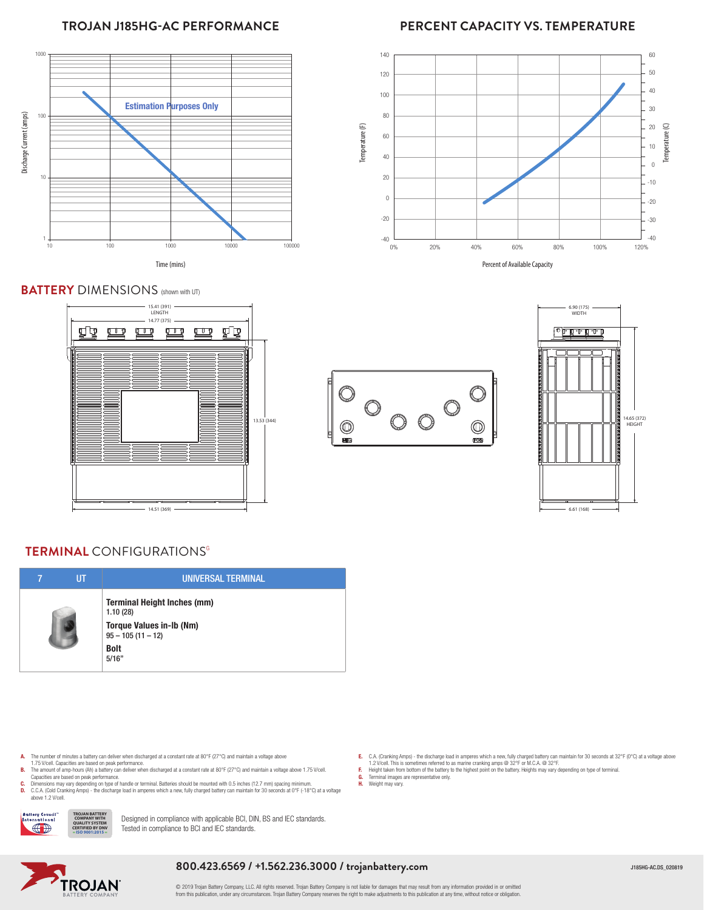## TROJAN J185HG-AC PERFORMANCE

1000
100
10
1
Discharge Current (amps)
10
100
1000
10000
100000
Time (mins)
Estimation Purposes Only

## PERCENT CAPACITY VS. TEMPERATURE

140
120
100
80
60
40
20
0
-20
-40
Temperature (F)
60
50
40
30
20
10
0
-10
-20
-30
-40
Temperature (C)
0%
20%
40%
60%
80%
100%
120%
Percent of Available Capacity

## BATTERY DIMENSIONS (shown with UT)

15.41 (391) LENGTH
14.77 (375)
13.53 (344)
14.51 (369)
6.90 (175) WIDTH
14.65 (372) HEIGHT
6.61 (168)

## TERMINAL CONFIGURATIONS[G]

| 7 | UT | UNIVERSAL TERMINAL |
|---|---|---|
| | | **Terminal Height Inches (mm)** 1.10 (28)<br>**Torque Values in-lb (Nm)** 95 – 105 (11 – 12)<br>**Bolt** 5/16” |

**A.** The number of minutes a battery can deliver when discharged at a constant rate at 80°F (27°C) and maintain a voltage above 1.75 V/cell. Capacities are based on peak performance.
**B.** The amount of amp-hours (Ah) a battery can deliver when discharged at a constant rate at 80°F (27°C) and maintain a voltage above 1.75 V/cell. Capacities are based on peak performance.
**C.** Dimensions may vary depending on type of handle or terminal. Batteries should be mounted with 0.5 inches (12.7 mm) spacing minimum.
**D.** C.C.A. (Cold Cranking Amps) - the discharge load in amperes which a new, fully charged battery can maintain for 30 seconds at 0°F (-18°C) at a voltage above 1.2 V/cell.
**E.** C.A. (Cranking Amps) - the discharge load in amperes which a new, fully charged battery can maintain for 30 seconds at 32°F (0°C) at a voltage above 1.2 V/cell. This is sometimes referred to as marine cranking amps @ 32°F or M.C.A. @ 32°F.
**F.** Height taken from bottom of the battery to the highest point on the battery. Heights may vary depending on type of terminal.
**G.** Terminal images are representative only.
**H.** Weight may vary.

TROJAN BATTERY COMPANY WITH QUALITY SYSTEM CERTIFIED BY DNV = ISO 9001:2015 =

Designed in compliance with applicable BCI, DIN, BS and IEC standards.
Tested in compliance to BCI and IEC standards.

**800.423.6569 / +1.562.236.3000 / trojanbattery.com**

J185HG-AC.DS_020819

© 2019 Trojan Battery Company, LLC. All rights reserved. Trojan Battery Company is not liable for damages that may result from any information provided in or omitted from this publication, under any circumstances. Trojan Battery Company reserves the right to make adjustments to this publication at any time, without notice or obligation.